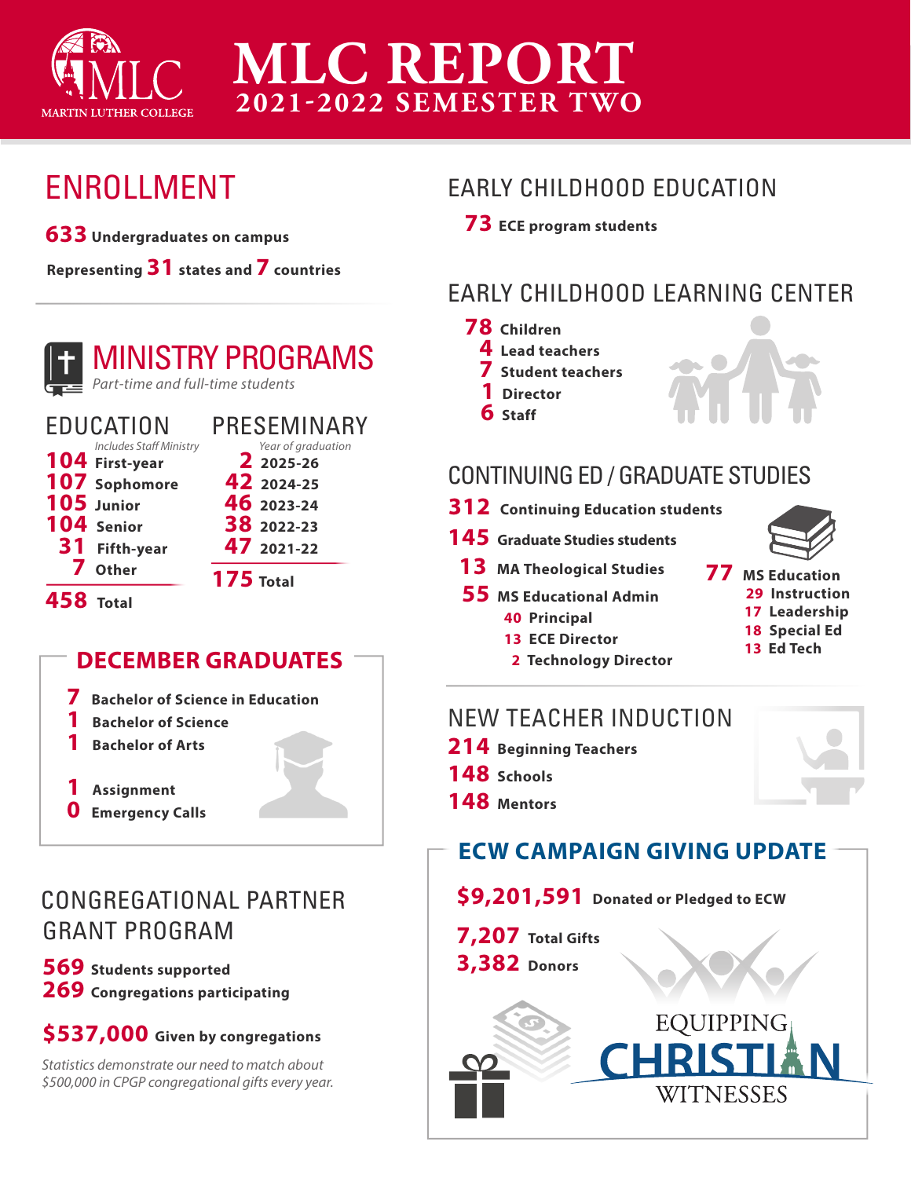# MLC REPORT

## 2021-2022 SEMESTER TWO

MARTIN LUTHER COLLEGE

## ENROLLMENT

**633** Undergraduates on campus

Representing **31** states and **7** countries

## MINISTRY PROGRAMS

*Part-time and full-time students*

### EDUCATION

*Includes Staff Ministry*

- **104** First-year
- **107** Sophomore
- **105** Junior
- **104** Senior
- **31** Fifth-year
- **7** Other

**458** Total

### PRESEMINARY

*Year of graduation*

- **2** 2025-26
- **42** 2024-25
- **46** 2023-24
- **38** 2022-23
- **47** 2021-22

**175** Total

## DECEMBER GRADUATES

- **7** Bachelor of Science in Education
- **1** Bachelor of Science
- **1** Bachelor of Arts

- **1** Assignment
- **0** Emergency Calls

## CONGREGATIONAL PARTNER GRANT PROGRAM

**569** Students supported
**269** Congregations participating

**$537,000** Given by congregations

*Statistics demonstrate our need to match about $500,000 in CPGP congregational gifts every year.*

## EARLY CHILDHOOD EDUCATION

**73** ECE program students

## EARLY CHILDHOOD LEARNING CENTER

- **78** Children
- **4** Lead teachers
- **7** Student teachers
- **1** Director
- **6** Staff

## CONTINUING ED / GRADUATE STUDIES

**312** Continuing Education students

**145** Graduate Studies students

- **13** MA Theological Studies
- **55** MS Educational Admin
  - **40** Principal
  - **13** ECE Director
  - **2** Technology Director
- **77** MS Education
  - **29** Instruction
  - **17** Leadership
  - **18** Special Ed
  - **13** Ed Tech

## NEW TEACHER INDUCTION

- **214** Beginning Teachers
- **148** Schools
- **148** Mentors

## ECW CAMPAIGN GIVING UPDATE

**$9,201,591** Donated or Pledged to ECW

**7,207** Total Gifts
**3,382** Donors

EQUIPPING CHRISTIAN WITNESSES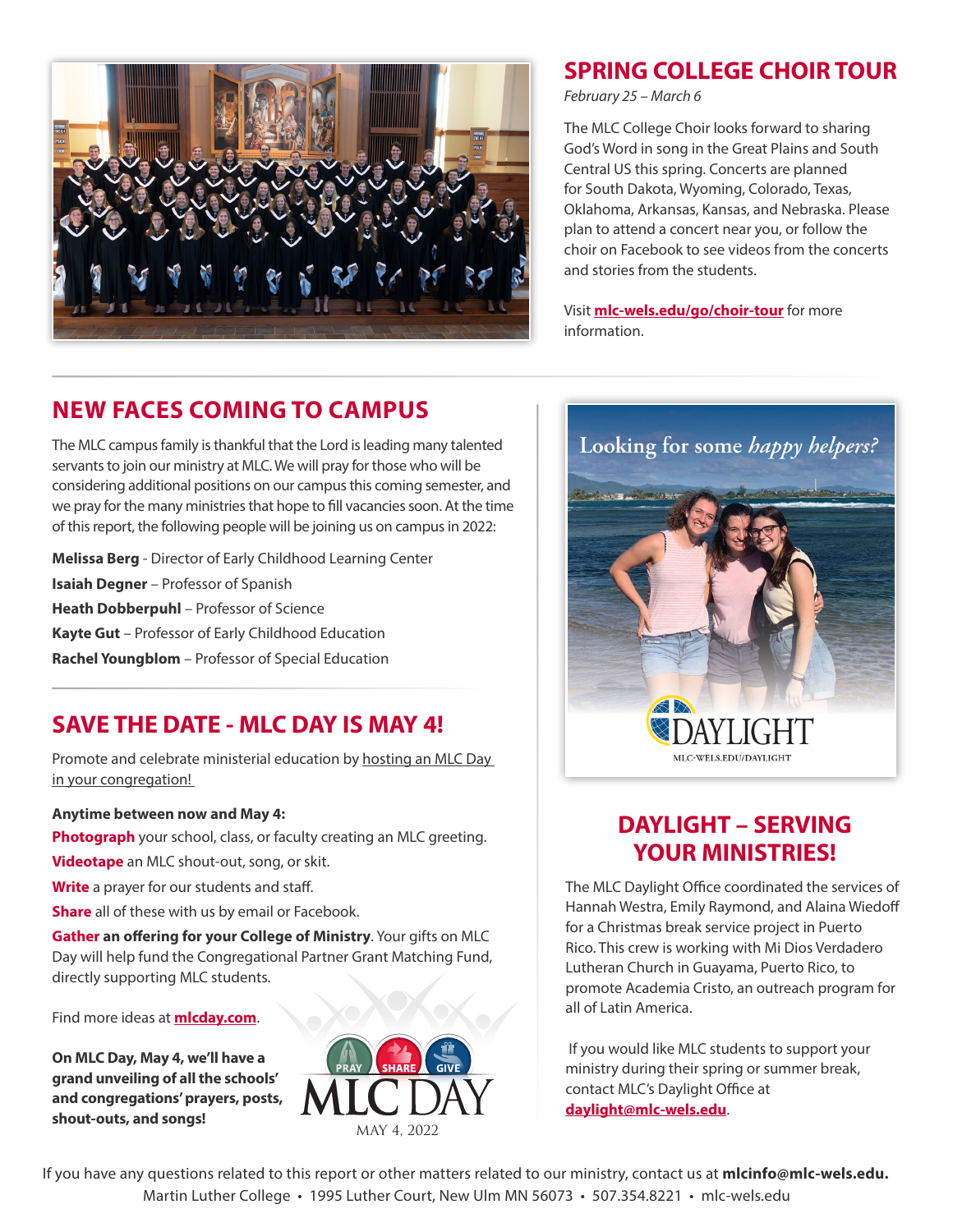## SPRING COLLEGE CHOIR TOUR

*February 25 – March 6*

The MLC College Choir looks forward to sharing God's Word in song in the Great Plains and South Central US this spring. Concerts are planned for South Dakota, Wyoming, Colorado, Texas, Oklahoma, Arkansas, Kansas, and Nebraska. Please plan to attend a concert near you, or follow the choir on Facebook to see videos from the concerts and stories from the students.

Visit **mlc-wels.edu/go/choir-tour** for more information.

## NEW FACES COMING TO CAMPUS

The MLC campus family is thankful that the Lord is leading many talented servants to join our ministry at MLC. We will pray for those who will be considering additional positions on our campus this coming semester, and we pray for the many ministries that hope to fill vacancies soon. At the time of this report, the following people will be joining us on campus in 2022:

**Melissa Berg** - Director of Early Childhood Learning Center

**Isaiah Degner** – Professor of Spanish

**Heath Dobberpuhl** – Professor of Science

**Kayte Gut** – Professor of Early Childhood Education

**Rachel Youngblom** – Professor of Special Education

## SAVE THE DATE - MLC DAY IS MAY 4!

Promote and celebrate ministerial education by hosting an MLC Day in your congregation!

**Anytime between now and May 4:**

**Photograph** your school, class, or faculty creating an MLC greeting.

**Videotape** an MLC shout-out, song, or skit.

**Write** a prayer for our students and staff.

**Share** all of these with us by email or Facebook.

**Gather an offering for your College of Ministry**. Your gifts on MLC Day will help fund the Congregational Partner Grant Matching Fund, directly supporting MLC students.

Find more ideas at **mlcday.com**.

**On MLC Day, May 4, we'll have a grand unveiling of all the schools' and congregations' prayers, posts, shout-outs, and songs!**

PRAY SHARE GIVE
MLC DAY
MAY 4, 2022

Looking for some *happy helpers?*

DAYLIGHT
MLC-WELS.EDU/DAYLIGHT

## DAYLIGHT – SERVING YOUR MINISTRIES!

The MLC Daylight Office coordinated the services of Hannah Westra, Emily Raymond, and Alaina Wiedoff for a Christmas break service project in Puerto Rico. This crew is working with Mi Dios Verdadero Lutheran Church in Guayama, Puerto Rico, to promote Academia Cristo, an outreach program for all of Latin America.

If you would like MLC students to support your ministry during their spring or summer break, contact MLC's Daylight Office at **daylight@mlc-wels.edu**.

If you have any questions related to this report or other matters related to our ministry, contact us at **mlcinfo@mlc-wels.edu.**
Martin Luther College • 1995 Luther Court, New Ulm MN 56073 • 507.354.8221 • mlc-wels.edu